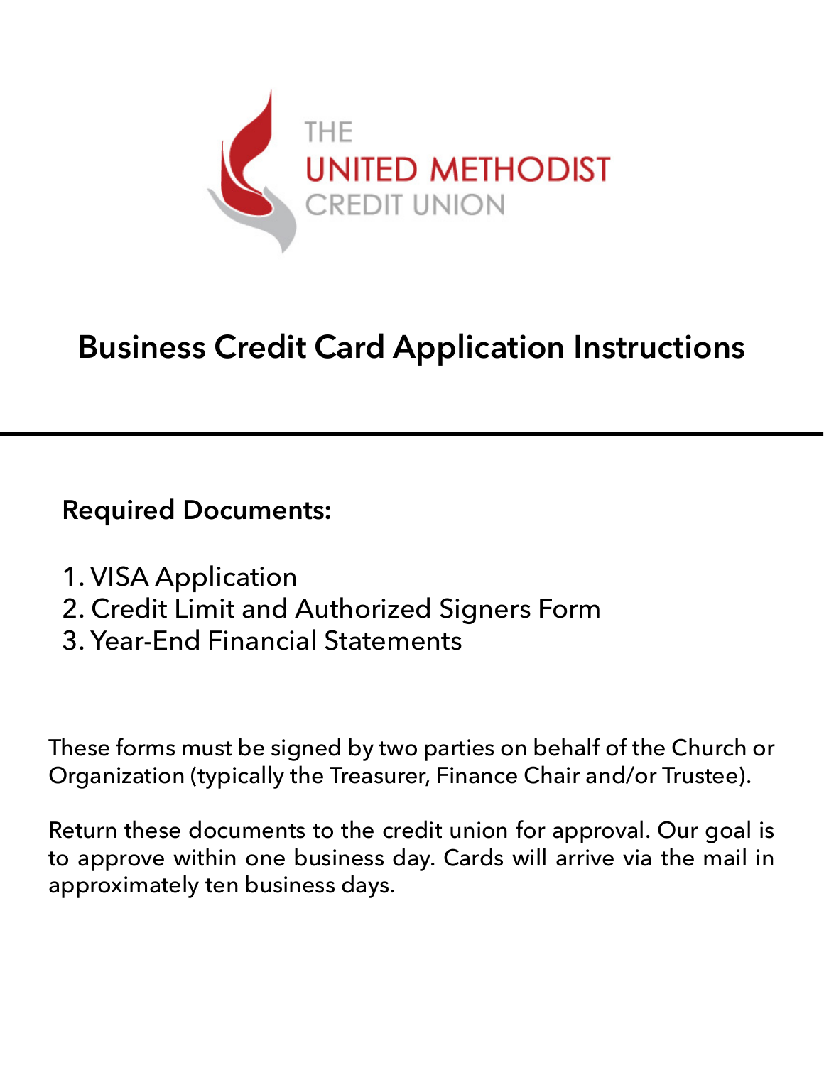THE UNITED METHODIST CREDIT UNION

# Business Credit Card Application Instructions

---

**Required Documents:**

1. VISA Application
2. Credit Limit and Authorized Signers Form
3. Year-End Financial Statements

These forms must be signed by two parties on behalf of the Church or Organization (typically the Treasurer, Finance Chair and/or Trustee).

Return these documents to the credit union for approval. Our goal is to approve within one business day. Cards will arrive via the mail in approximately ten business days.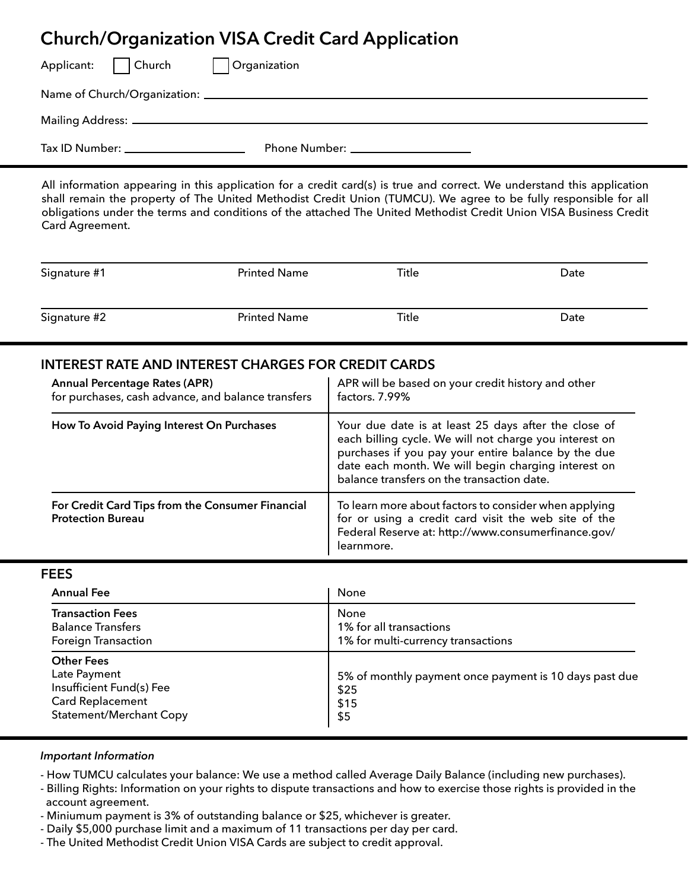# Church/Organization VISA Credit Card Application

Applicant: ☐ Church ☐ Organization

Name of Church/Organization: \_\_\_\_\_\_\_\_\_\_\_\_\_\_\_\_\_\_\_\_\_\_\_\_\_\_\_\_\_\_\_\_\_\_\_\_\_\_\_\_

Mailing Address: \_\_\_\_\_\_\_\_\_\_\_\_\_\_\_\_\_\_\_\_\_\_\_\_\_\_\_\_\_\_\_\_\_\_\_\_\_\_\_\_

Tax ID Number: \_\_\_\_\_\_\_\_\_\_\_\_\_\_\_\_\_\_\_\_ Phone Number: \_\_\_\_\_\_\_\_\_\_\_\_\_\_\_\_\_\_\_\_

All information appearing in this application for a credit card(s) is true and correct. We understand this application shall remain the property of The United Methodist Credit Union (TUMCU). We agree to be fully responsible for all obligations under the terms and conditions of the attached The United Methodist Credit Union VISA Business Credit Card Agreement.

| Signature #1 | Printed Name | Title | Date |
|---|---|---|---|
| Signature #2 | Printed Name | Title | Date |

## INTEREST RATE AND INTEREST CHARGES FOR CREDIT CARDS

| | |
|---|---|
| **Annual Percentage Rates (APR)** for purchases, cash advance, and balance transfers | APR will be based on your credit history and other factors. 7.99% |
| **How To Avoid Paying Interest On Purchases** | Your due date is at least 25 days after the close of each billing cycle. We will not charge you interest on purchases if you pay your entire balance by the due date each month. We will begin charging interest on balance transfers on the transaction date. |
| **For Credit Card Tips from the Consumer Financial Protection Bureau** | To learn more about factors to consider when applying for or using a credit card visit the web site of the Federal Reserve at: http://www.consumerfinance.gov/learnmore. |

## FEES

| | |
|---|---|
| **Annual Fee** | None |
| **Transaction Fees** | None |
| Balance Transfers | 1% for all transactions |
| Foreign Transaction | 1% for multi-currency transactions |
| **Other Fees** | |
| Late Payment | 5% of monthly payment once payment is 10 days past due |
| Insufficient Fund(s) Fee | $25 |
| Card Replacement | $15 |
| Statement/Merchant Copy | $5 |

*Important Information*

- How TUMCU calculates your balance: We use a method called Average Daily Balance (including new purchases).
- Billing Rights: Information on your rights to dispute transactions and how to exercise those rights is provided in the account agreement.
- Miniumum payment is 3% of outstanding balance or $25, whichever is greater.
- Daily $5,000 purchase limit and a maximum of 11 transactions per day per card.
- The United Methodist Credit Union VISA Cards are subject to credit approval.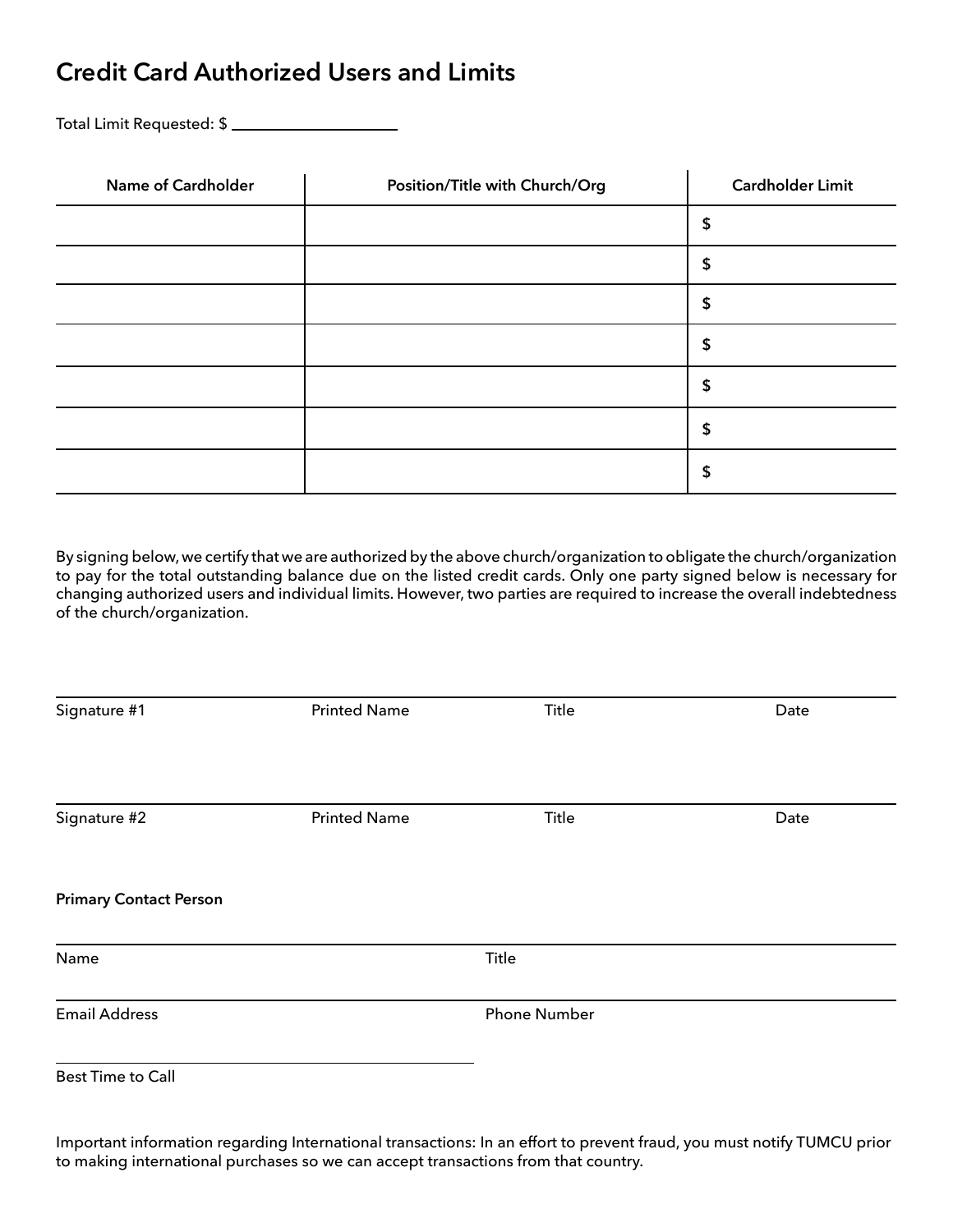# Credit Card Authorized Users and Limits

Total Limit Requested: $ ____________________

| Name of Cardholder | Position/Title with Church/Org | Cardholder Limit |
|---|---|---|
| | | $ |
| | | $ |
| | | $ |
| | | $ |
| | | $ |
| | | $ |
| | | $ |

By signing below, we certify that we are authorized by the above church/organization to obligate the church/organization to pay for the total outstanding balance due on the listed credit cards. Only one party signed below is necessary for changing authorized users and individual limits. However, two parties are required to increase the overall indebtedness of the church/organization.

Signature #1 &nbsp;&nbsp;&nbsp;&nbsp; Printed Name &nbsp;&nbsp;&nbsp;&nbsp; Title &nbsp;&nbsp;&nbsp;&nbsp; Date

Signature #2 &nbsp;&nbsp;&nbsp;&nbsp; Printed Name &nbsp;&nbsp;&nbsp;&nbsp; Title &nbsp;&nbsp;&nbsp;&nbsp; Date

**Primary Contact Person**

Name &nbsp;&nbsp;&nbsp;&nbsp; Title

Email Address &nbsp;&nbsp;&nbsp;&nbsp; Phone Number

Best Time to Call

Important information regarding International transactions: In an effort to prevent fraud, you must notify TUMCU prior to making international purchases so we can accept transactions from that country.